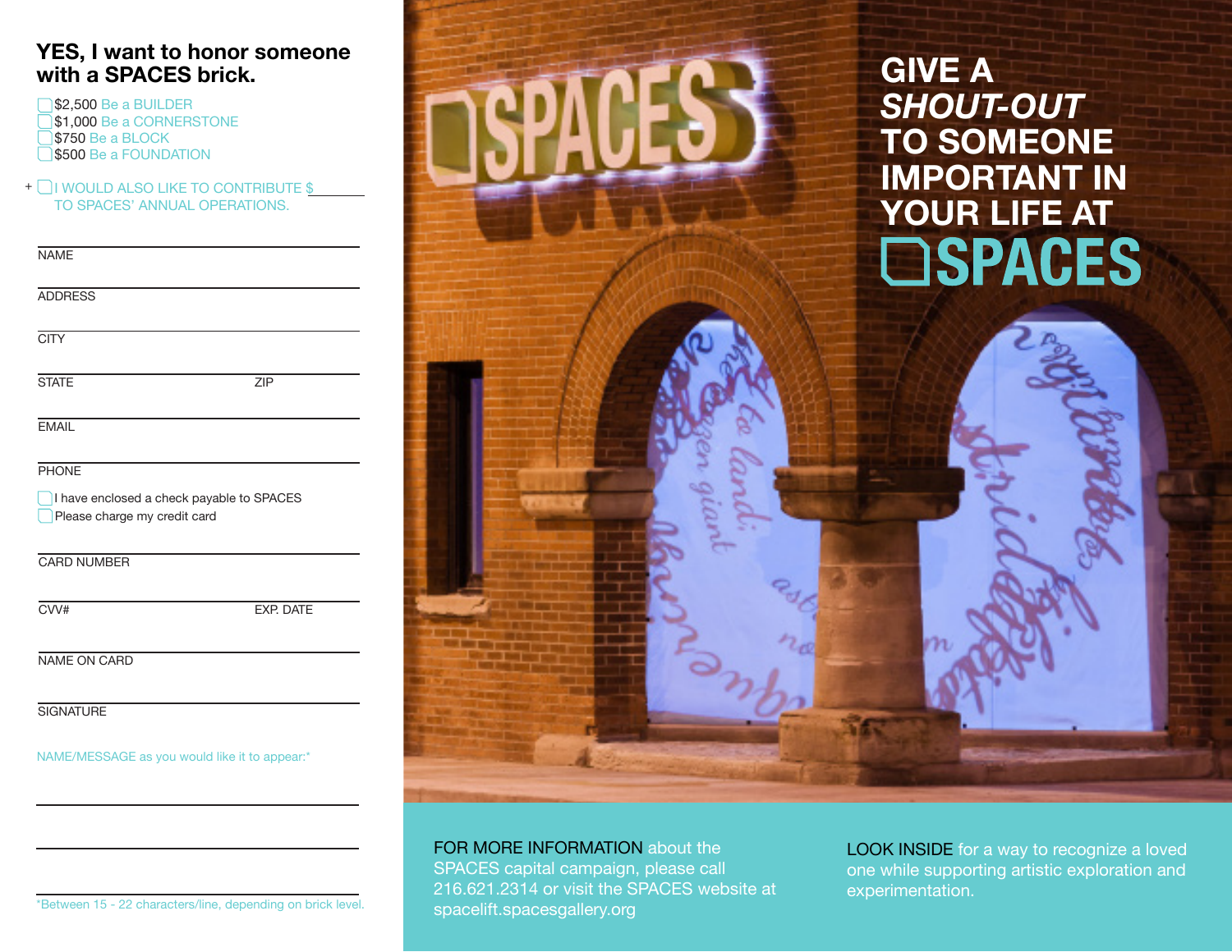## YES, I want to honor someone with a SPACES brick.

- ☐ $2,500 Be a BUILDER
- ☐ $1,000 Be a CORNERSTONE
- ☐ $750 Be a BLOCK
- ☐ $500 Be a FOUNDATION

+ ☐ I WOULD ALSO LIKE TO CONTRIBUTE $ ________ TO SPACES' ANNUAL OPERATIONS.

NAME

ADDRESS

CITY

STATE ZIP

EMAIL

PHONE

- ☐ I have enclosed a check payable to SPACES
- ☐ Please charge my credit card

CARD NUMBER

CVV# EXP. DATE

NAME ON CARD

SIGNATURE

NAME/MESSAGE as you would like it to appear:*

*Between 15 - 22 characters/line, depending on brick level.

# GIVE A *SHOUT-OUT* TO SOMEONE IMPORTANT IN YOUR LIFE AT SPACES

FOR MORE INFORMATION about the SPACES capital campaign, please call 216.621.2314 or visit the SPACES website at spacelift.spacesgallery.org

LOOK INSIDE for a way to recognize a loved one while supporting artistic exploration and experimentation.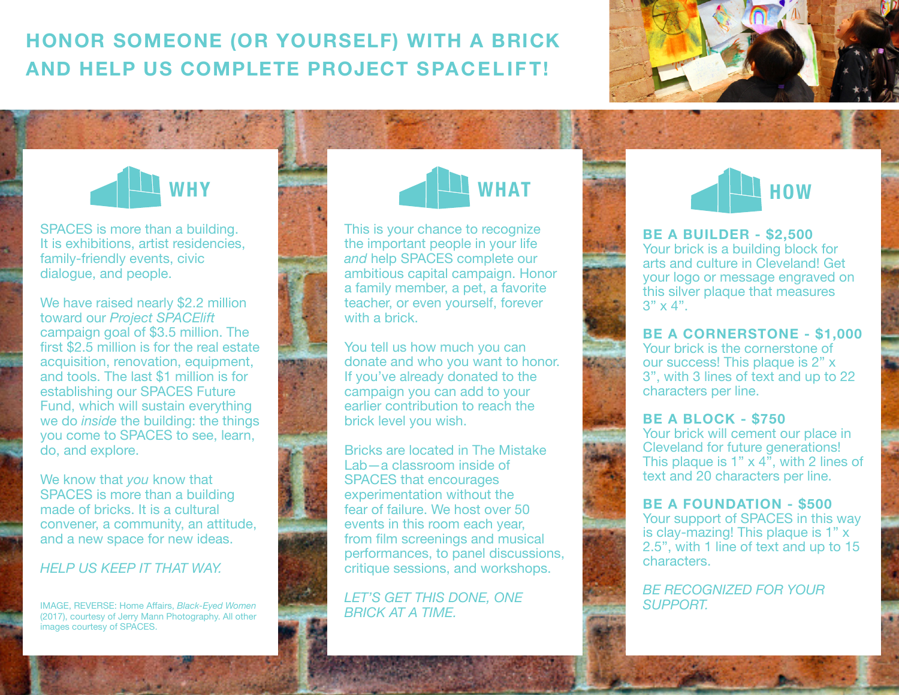# HONOR SOMEONE (OR YOURSELF) WITH A BRICK AND HELP US COMPLETE PROJECT SPACELIFT!

## WHY

SPACES is more than a building. It is exhibitions, artist residencies, family-friendly events, civic dialogue, and people.

We have raised nearly $2.2 million toward our *Project SPACElift* campaign goal of $3.5 million. The first $2.5 million is for the real estate acquisition, renovation, equipment, and tools. The last $1 million is for establishing our SPACES Future Fund, which will sustain everything we do *inside* the building: the things you come to SPACES to see, learn, do, and explore.

We know that *you* know that SPACES is more than a building made of bricks. It is a cultural convener, a community, an attitude, and a new space for new ideas.

*HELP US KEEP IT THAT WAY.*

IMAGE, REVERSE: Home Affairs, *Black-Eyed Women* (2017), courtesy of Jerry Mann Photography. All other images courtesy of SPACES.

## WHAT

This is your chance to recognize the important people in your life *and* help SPACES complete our ambitious capital campaign. Honor a family member, a pet, a favorite teacher, or even yourself, forever with a brick.

You tell us how much you can donate and who you want to honor. If you've already donated to the campaign you can add to your earlier contribution to reach the brick level you wish.

Bricks are located in The Mistake Lab—a classroom inside of SPACES that encourages experimentation without the fear of failure. We host over 50 events in this room each year, from film screenings and musical performances, to panel discussions, critique sessions, and workshops.

*LET'S GET THIS DONE, ONE BRICK AT A TIME.*

## HOW

**BE A BUILDER - $2,500**
Your brick is a building block for arts and culture in Cleveland! Get your logo or message engraved on this silver plaque that measures 3" x 4".

**BE A CORNERSTONE - $1,000**
Your brick is the cornerstone of our success! This plaque is 2" x 3", with 3 lines of text and up to 22 characters per line.

**BE A BLOCK - $750**
Your brick will cement our place in Cleveland for future generations! This plaque is 1" x 4", with 2 lines of text and 20 characters per line.

**BE A FOUNDATION - $500**
Your support of SPACES in this way is clay-mazing! This plaque is 1" x 2.5", with 1 line of text and up to 15 characters.

*BE RECOGNIZED FOR YOUR SUPPORT.*